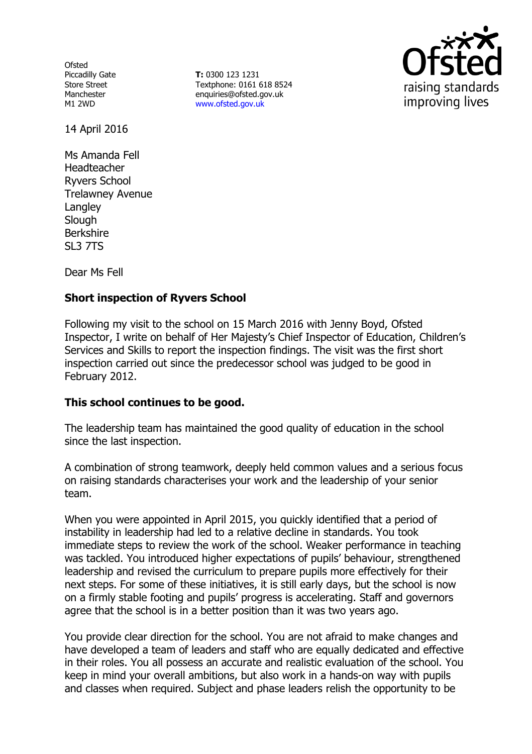Ofsted
Piccadilly Gate
Store Street
Manchester
M1 2WD

**T:** 0300 123 1231
Textphone: 0161 618 8524
enquiries@ofsted.gov.uk
www.ofsted.gov.uk

14 April 2016

Ms Amanda Fell
Headteacher
Ryvers School
Trelawney Avenue
Langley
Slough
Berkshire
SL3 7TS

Dear Ms Fell

**Short inspection of Ryvers School**

Following my visit to the school on 15 March 2016 with Jenny Boyd, Ofsted Inspector, I write on behalf of Her Majesty's Chief Inspector of Education, Children's Services and Skills to report the inspection findings. The visit was the first short inspection carried out since the predecessor school was judged to be good in February 2012.

**This school continues to be good.**

The leadership team has maintained the good quality of education in the school since the last inspection.

A combination of strong teamwork, deeply held common values and a serious focus on raising standards characterises your work and the leadership of your senior team.

When you were appointed in April 2015, you quickly identified that a period of instability in leadership had led to a relative decline in standards. You took immediate steps to review the work of the school. Weaker performance in teaching was tackled. You introduced higher expectations of pupils' behaviour, strengthened leadership and revised the curriculum to prepare pupils more effectively for their next steps. For some of these initiatives, it is still early days, but the school is now on a firmly stable footing and pupils' progress is accelerating. Staff and governors agree that the school is in a better position than it was two years ago.

You provide clear direction for the school. You are not afraid to make changes and have developed a team of leaders and staff who are equally dedicated and effective in their roles. You all possess an accurate and realistic evaluation of the school. You keep in mind your overall ambitions, but also work in a hands-on way with pupils and classes when required. Subject and phase leaders relish the opportunity to be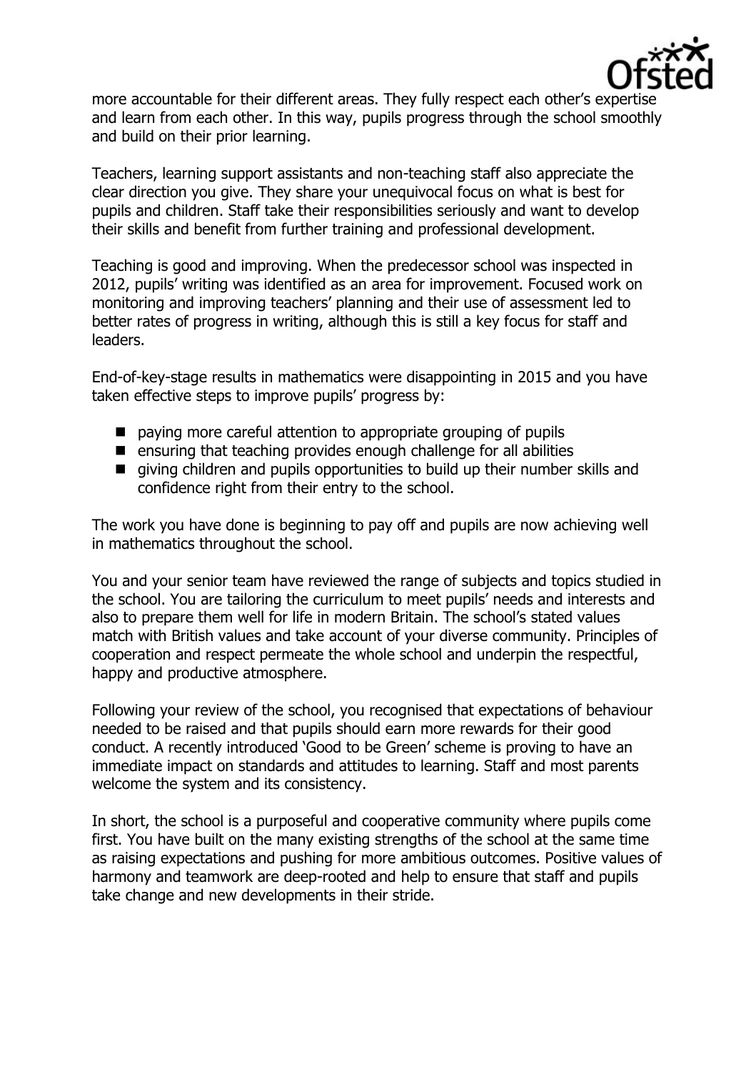more accountable for their different areas. They fully respect each other's expertise and learn from each other. In this way, pupils progress through the school smoothly and build on their prior learning.

Teachers, learning support assistants and non-teaching staff also appreciate the clear direction you give. They share your unequivocal focus on what is best for pupils and children. Staff take their responsibilities seriously and want to develop their skills and benefit from further training and professional development.

Teaching is good and improving. When the predecessor school was inspected in 2012, pupils' writing was identified as an area for improvement. Focused work on monitoring and improving teachers' planning and their use of assessment led to better rates of progress in writing, although this is still a key focus for staff and leaders.

End-of-key-stage results in mathematics were disappointing in 2015 and you have taken effective steps to improve pupils' progress by:

- paying more careful attention to appropriate grouping of pupils
- ensuring that teaching provides enough challenge for all abilities
- giving children and pupils opportunities to build up their number skills and confidence right from their entry to the school.

The work you have done is beginning to pay off and pupils are now achieving well in mathematics throughout the school.

You and your senior team have reviewed the range of subjects and topics studied in the school. You are tailoring the curriculum to meet pupils' needs and interests and also to prepare them well for life in modern Britain. The school's stated values match with British values and take account of your diverse community. Principles of cooperation and respect permeate the whole school and underpin the respectful, happy and productive atmosphere.

Following your review of the school, you recognised that expectations of behaviour needed to be raised and that pupils should earn more rewards for their good conduct. A recently introduced 'Good to be Green' scheme is proving to have an immediate impact on standards and attitudes to learning. Staff and most parents welcome the system and its consistency.

In short, the school is a purposeful and cooperative community where pupils come first. You have built on the many existing strengths of the school at the same time as raising expectations and pushing for more ambitious outcomes. Positive values of harmony and teamwork are deep-rooted and help to ensure that staff and pupils take change and new developments in their stride.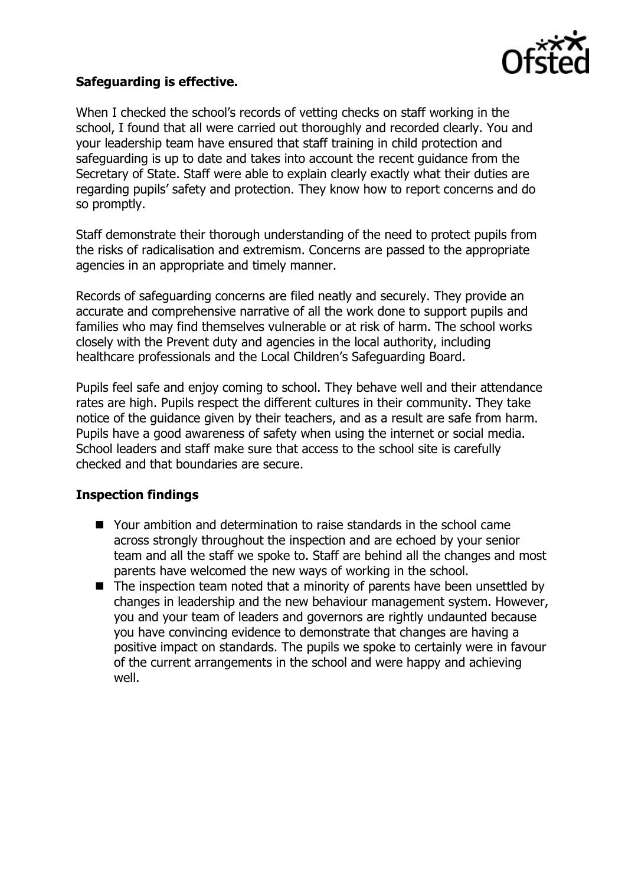**Safeguarding is effective.**

When I checked the school's records of vetting checks on staff working in the school, I found that all were carried out thoroughly and recorded clearly. You and your leadership team have ensured that staff training in child protection and safeguarding is up to date and takes into account the recent guidance from the Secretary of State. Staff were able to explain clearly exactly what their duties are regarding pupils' safety and protection. They know how to report concerns and do so promptly.

Staff demonstrate their thorough understanding of the need to protect pupils from the risks of radicalisation and extremism. Concerns are passed to the appropriate agencies in an appropriate and timely manner.

Records of safeguarding concerns are filed neatly and securely. They provide an accurate and comprehensive narrative of all the work done to support pupils and families who may find themselves vulnerable or at risk of harm. The school works closely with the Prevent duty and agencies in the local authority, including healthcare professionals and the Local Children's Safeguarding Board.

Pupils feel safe and enjoy coming to school. They behave well and their attendance rates are high. Pupils respect the different cultures in their community. They take notice of the guidance given by their teachers, and as a result are safe from harm. Pupils have a good awareness of safety when using the internet or social media. School leaders and staff make sure that access to the school site is carefully checked and that boundaries are secure.

**Inspection findings**

- Your ambition and determination to raise standards in the school came across strongly throughout the inspection and are echoed by your senior team and all the staff we spoke to. Staff are behind all the changes and most parents have welcomed the new ways of working in the school.
- The inspection team noted that a minority of parents have been unsettled by changes in leadership and the new behaviour management system. However, you and your team of leaders and governors are rightly undaunted because you have convincing evidence to demonstrate that changes are having a positive impact on standards. The pupils we spoke to certainly were in favour of the current arrangements in the school and were happy and achieving well.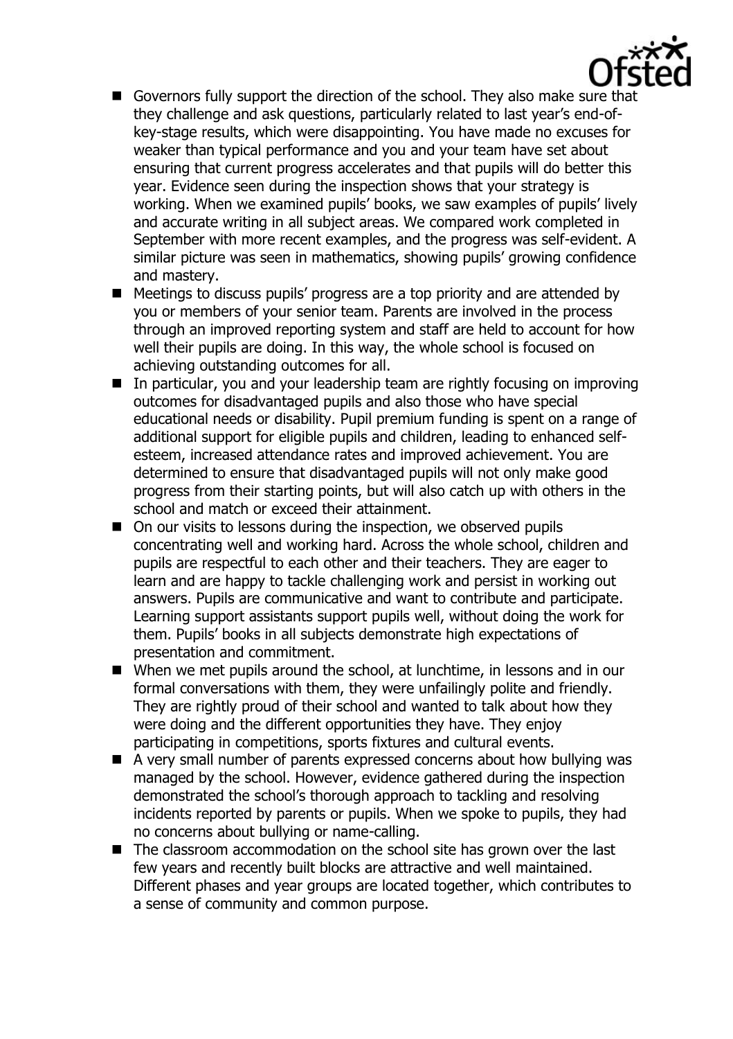- Governors fully support the direction of the school. They also make sure that they challenge and ask questions, particularly related to last year's end-of-key-stage results, which were disappointing. You have made no excuses for weaker than typical performance and you and your team have set about ensuring that current progress accelerates and that pupils will do better this year. Evidence seen during the inspection shows that your strategy is working. When we examined pupils' books, we saw examples of pupils' lively and accurate writing in all subject areas. We compared work completed in September with more recent examples, and the progress was self-evident. A similar picture was seen in mathematics, showing pupils' growing confidence and mastery.
- Meetings to discuss pupils' progress are a top priority and are attended by you or members of your senior team. Parents are involved in the process through an improved reporting system and staff are held to account for how well their pupils are doing. In this way, the whole school is focused on achieving outstanding outcomes for all.
- In particular, you and your leadership team are rightly focusing on improving outcomes for disadvantaged pupils and also those who have special educational needs or disability. Pupil premium funding is spent on a range of additional support for eligible pupils and children, leading to enhanced self-esteem, increased attendance rates and improved achievement. You are determined to ensure that disadvantaged pupils will not only make good progress from their starting points, but will also catch up with others in the school and match or exceed their attainment.
- On our visits to lessons during the inspection, we observed pupils concentrating well and working hard. Across the whole school, children and pupils are respectful to each other and their teachers. They are eager to learn and are happy to tackle challenging work and persist in working out answers. Pupils are communicative and want to contribute and participate. Learning support assistants support pupils well, without doing the work for them. Pupils' books in all subjects demonstrate high expectations of presentation and commitment.
- When we met pupils around the school, at lunchtime, in lessons and in our formal conversations with them, they were unfailingly polite and friendly. They are rightly proud of their school and wanted to talk about how they were doing and the different opportunities they have. They enjoy participating in competitions, sports fixtures and cultural events.
- A very small number of parents expressed concerns about how bullying was managed by the school. However, evidence gathered during the inspection demonstrated the school's thorough approach to tackling and resolving incidents reported by parents or pupils. When we spoke to pupils, they had no concerns about bullying or name-calling.
- The classroom accommodation on the school site has grown over the last few years and recently built blocks are attractive and well maintained. Different phases and year groups are located together, which contributes to a sense of community and common purpose.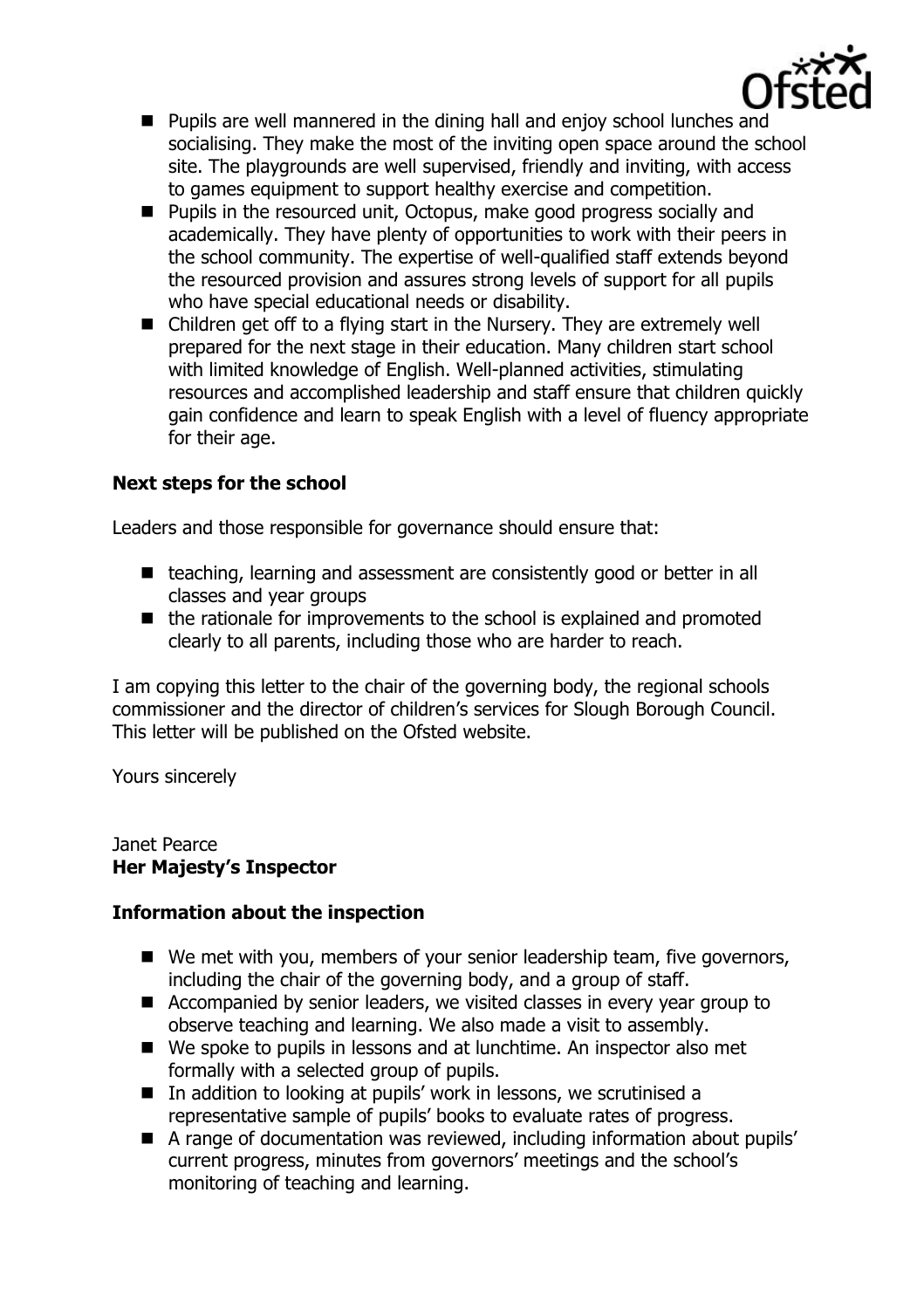- Pupils are well mannered in the dining hall and enjoy school lunches and socialising. They make the most of the inviting open space around the school site. The playgrounds are well supervised, friendly and inviting, with access to games equipment to support healthy exercise and competition.
- Pupils in the resourced unit, Octopus, make good progress socially and academically. They have plenty of opportunities to work with their peers in the school community. The expertise of well-qualified staff extends beyond the resourced provision and assures strong levels of support for all pupils who have special educational needs or disability.
- Children get off to a flying start in the Nursery. They are extremely well prepared for the next stage in their education. Many children start school with limited knowledge of English. Well-planned activities, stimulating resources and accomplished leadership and staff ensure that children quickly gain confidence and learn to speak English with a level of fluency appropriate for their age.

**Next steps for the school**

Leaders and those responsible for governance should ensure that:

- teaching, learning and assessment are consistently good or better in all classes and year groups
- the rationale for improvements to the school is explained and promoted clearly to all parents, including those who are harder to reach.

I am copying this letter to the chair of the governing body, the regional schools commissioner and the director of children's services for Slough Borough Council. This letter will be published on the Ofsted website.

Yours sincerely

Janet Pearce
**Her Majesty's Inspector**

**Information about the inspection**

- We met with you, members of your senior leadership team, five governors, including the chair of the governing body, and a group of staff.
- Accompanied by senior leaders, we visited classes in every year group to observe teaching and learning. We also made a visit to assembly.
- We spoke to pupils in lessons and at lunchtime. An inspector also met formally with a selected group of pupils.
- In addition to looking at pupils' work in lessons, we scrutinised a representative sample of pupils' books to evaluate rates of progress.
- A range of documentation was reviewed, including information about pupils' current progress, minutes from governors' meetings and the school's monitoring of teaching and learning.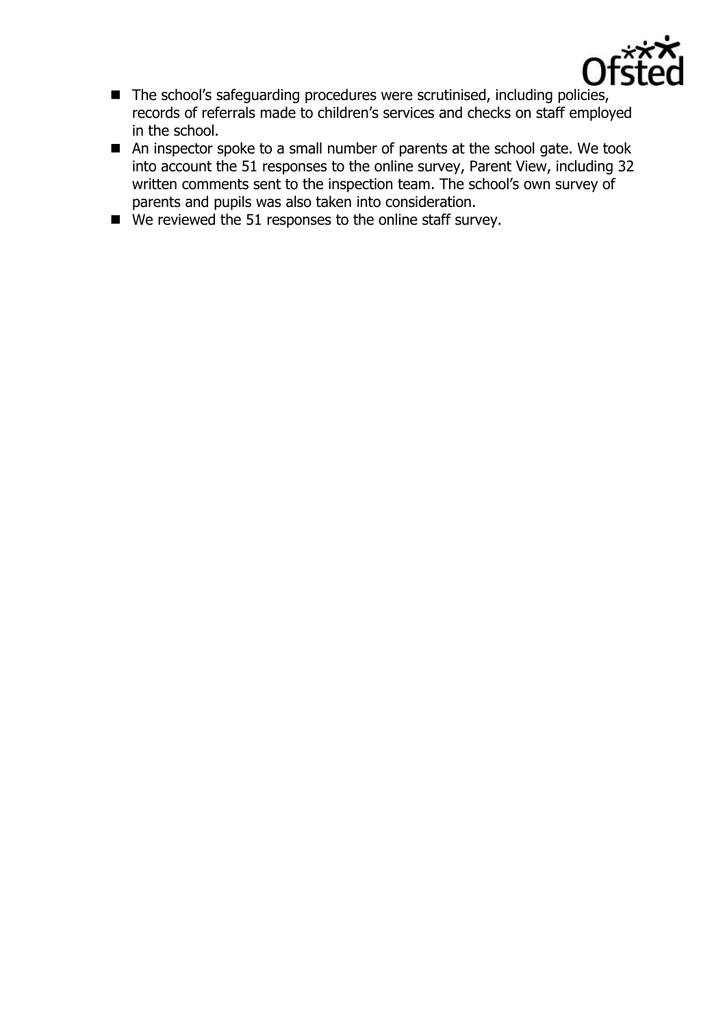- The school's safeguarding procedures were scrutinised, including policies, records of referrals made to children's services and checks on staff employed in the school.
- An inspector spoke to a small number of parents at the school gate. We took into account the 51 responses to the online survey, Parent View, including 32 written comments sent to the inspection team. The school's own survey of parents and pupils was also taken into consideration.
- We reviewed the 51 responses to the online staff survey.